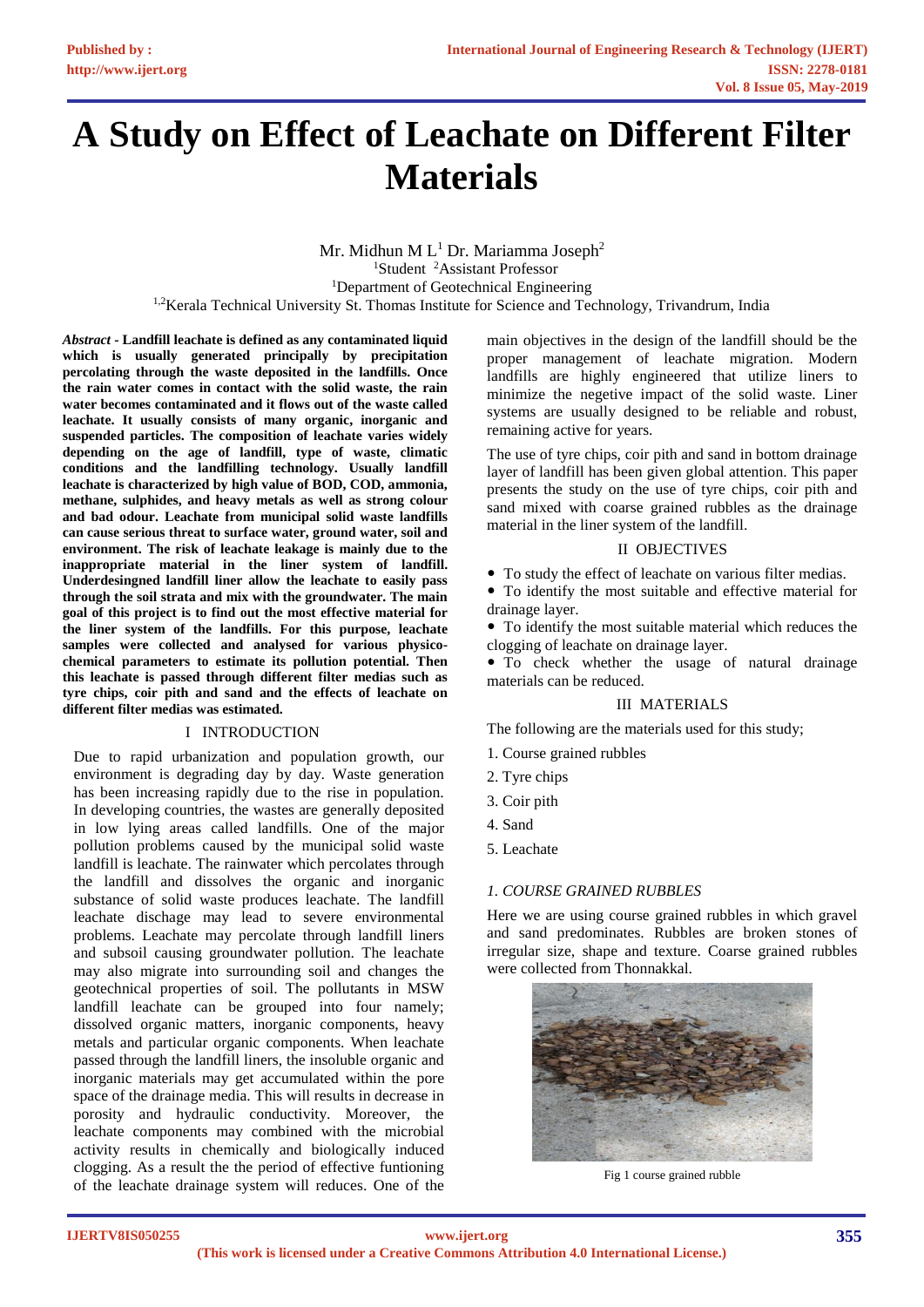# A Study on Effect of Leachate on Different Filter Materials

Mr. Midhun M L[1] Dr. Mariamma Joseph[2]

[1]Student [2]Assistant Professor

[1]Department of Geotechnical Engineering

[1,2]Kerala Technical University St. Thomas Institute for Science and Technology, Trivandrum, India

***Abstract* - Landfill leachate is defined as any contaminated liquid which is usually generated principally by precipitation percolating through the waste deposited in the landfills. Once the rain water comes in contact with the solid waste, the rain water becomes contaminated and it flows out of the waste called leachate. It usually consists of many organic, inorganic and suspended particles. The composition of leachate varies widely depending on the age of landfill, type of waste, climatic conditions and the landfilling technology. Usually landfill leachate is characterized by high value of BOD, COD, ammonia, methane, sulphides, and heavy metals as well as strong colour and bad odour. Leachate from municipal solid waste landfills can cause serious threat to surface water, ground water, soil and environment. The risk of leachate leakage is mainly due to the inappropriate material in the liner system of landfill. Underdesingned landfill liner allow the leachate to easily pass through the soil strata and mix with the groundwater. The main goal of this project is to find out the most effective material for the liner system of the landfills. For this purpose, leachate samples were collected and analysed for various physico-chemical parameters to estimate its pollution potential. Then this leachate is passed through different filter medias such as tyre chips, coir pith and sand and the effects of leachate on different filter medias was estimated.**

## I INTRODUCTION

Due to rapid urbanization and population growth, our environment is degrading day by day. Waste generation has been increasing rapidly due to the rise in population. In developing countries, the wastes are generally deposited in low lying areas called landfills. One of the major pollution problems caused by the municipal solid waste landfill is leachate. The rainwater which percolates through the landfill and dissolves the organic and inorganic substance of solid waste produces leachate. The landfill leachate dischage may lead to severe environmental problems. Leachate may percolate through landfill liners and subsoil causing groundwater pollution. The leachate may also migrate into surrounding soil and changes the geotechnical properties of soil. The pollutants in MSW landfill leachate can be grouped into four namely; dissolved organic matters, inorganic components, heavy metals and particular organic components. When leachate passed through the landfill liners, the insoluble organic and inorganic materials may get accumulated within the pore space of the drainage media. This will results in decrease in porosity and hydraulic conductivity. Moreover, the leachate components may combined with the microbial activity results in chemically and biologically induced clogging. As a result the the period of effective funtioning of the leachate drainage system will reduces. One of the main objectives in the design of the landfill should be the proper management of leachate migration. Modern landfills are highly engineered that utilize liners to minimize the negetive impact of the solid waste. Liner systems are usually designed to be reliable and robust, remaining active for years.

The use of tyre chips, coir pith and sand in bottom drainage layer of landfill has been given global attention. This paper presents the study on the use of tyre chips, coir pith and sand mixed with coarse grained rubbles as the drainage material in the liner system of the landfill.

## II OBJECTIVES

- To study the effect of leachate on various filter medias.
- To identify the most suitable and effective material for drainage layer.
- To identify the most suitable material which reduces the clogging of leachate on drainage layer.
- To check whether the usage of natural drainage materials can be reduced.

## III MATERIALS

The following are the materials used for this study;

1. Course grained rubbles
2. Tyre chips
3. Coir pith
4. Sand
5. Leachate

### *1. COURSE GRAINED RUBBLES*

Here we are using course grained rubbles in which gravel and sand predominates. Rubbles are broken stones of irregular size, shape and texture. Coarse grained rubbles were collected from Thonnakkal.

Fig 1 course grained rubble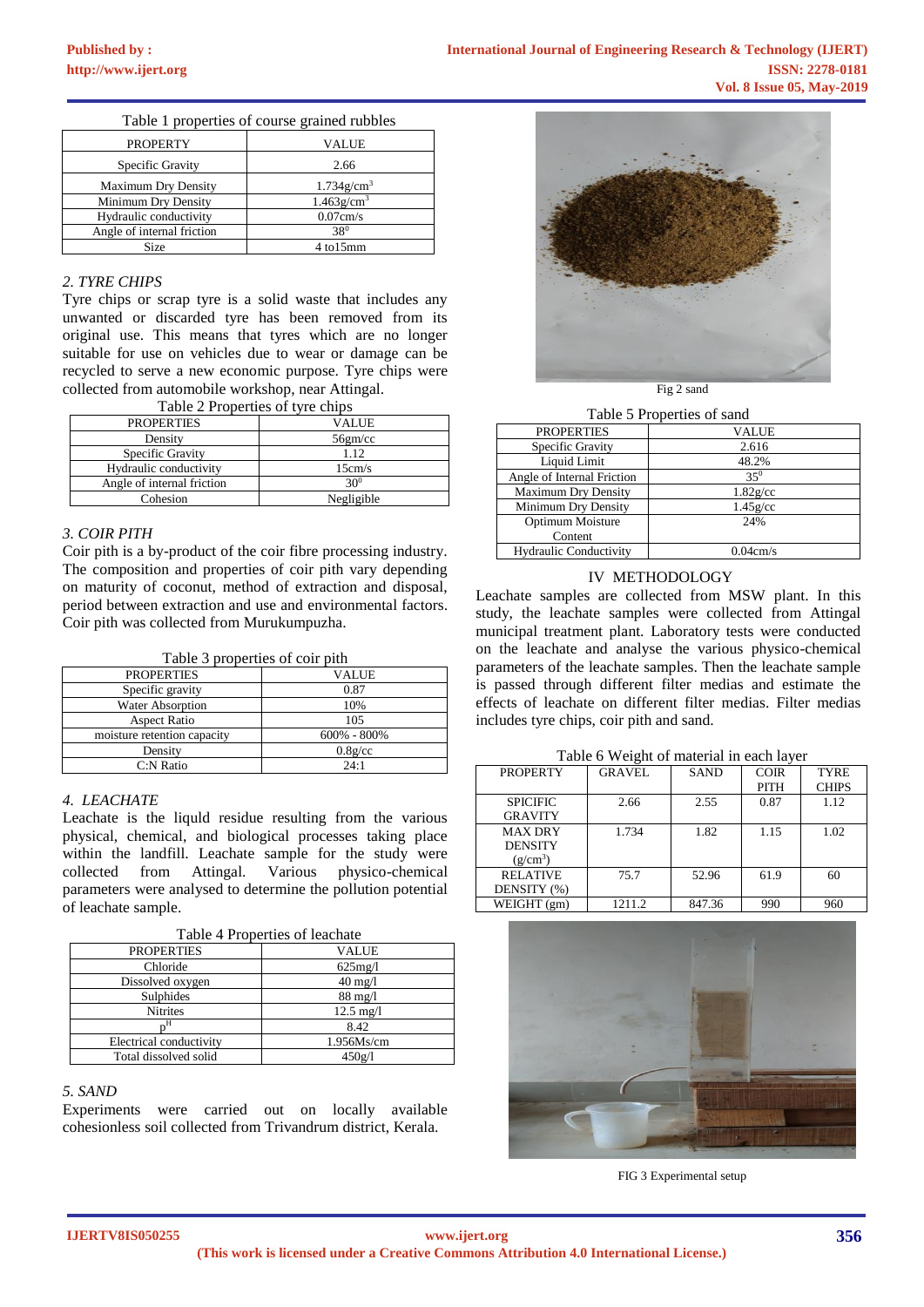Table 1 properties of course grained rubbles

| PROPERTY | VALUE |
|---|---|
| Specific Gravity | 2.66 |
| Maximum Dry Density | 1.734g/cm$^3$ |
| Minimum Dry Density | 1.463g/cm$^3$ |
| Hydraulic conductivity | 0.07cm/s |
| Angle of internal friction | 38$^0$ |
| Size | 4 to15mm |

### 2. TYRE CHIPS

Tyre chips or scrap tyre is a solid waste that includes any unwanted or discarded tyre has been removed from its original use. This means that tyres which are no longer suitable for use on vehicles due to wear or damage can be recycled to serve a new economic purpose. Tyre chips were collected from automobile workshop, near Attingal.

Table 2 Properties of tyre chips

| PROPERTIES | VALUE |
|---|---|
| Density | 56gm/cc |
| Specific Gravity | 1.12 |
| Hydraulic conductivity | 15cm/s |
| Angle of internal friction | 30$^0$ |
| Cohesion | Negligible |

### 3. COIR PITH

Coir pith is a by-product of the coir fibre processing industry. The composition and properties of coir pith vary depending on maturity of coconut, method of extraction and disposal, period between extraction and use and environmental factors. Coir pith was collected from Murukumpuzha.

Table 3 properties of coir pith

| PROPERTIES | VALUE |
|---|---|
| Specific gravity | 0.87 |
| Water Absorption | 10% |
| Aspect Ratio | 105 |
| moisture retention capacity | 600% - 800% |
| Density | 0.8g/cc |
| C:N Ratio | 24:1 |

### 4. LEACHATE

Leachate is the liquld residue resulting from the various physical, chemical, and biological processes taking place within the landfill. Leachate sample for the study were collected from Attingal. Various physico-chemical parameters were analysed to determine the pollution potential of leachate sample.

Table 4 Properties of leachate

| PROPERTIES | VALUE |
|---|---|
| Chloride | 625mg/l |
| Dissolved oxygen | 40 mg/l |
| Sulphides | 88 mg/l |
| Nitrites | 12.5 mg/l |
| p$^H$ | 8.42 |
| Electrical conductivity | 1.956Ms/cm |
| Total dissolved solid | 450g/l |

### 5. SAND

Experiments were carried out on locally available cohesionless soil collected from Trivandrum district, Kerala.

Fig 2 sand

Table 5 Properties of sand

| PROPERTIES | VALUE |
|---|---|
| Specific Gravity | 2.616 |
| Liquid Limit | 48.2% |
| Angle of Internal Friction | 35$^0$ |
| Maximum Dry Density | 1.82g/cc |
| Minimum Dry Density | 1.45g/cc |
| Optimum Moisture Content | 24% |
| Hydraulic Conductivity | 0.04cm/s |

## IV METHODOLOGY

Leachate samples are collected from MSW plant. In this study, the leachate samples were collected from Attingal municipal treatment plant. Laboratory tests were conducted on the leachate and analyse the various physico-chemical parameters of the leachate samples. Then the leachate sample is passed through different filter medias and estimate the effects of leachate on different filter medias. Filter medias includes tyre chips, coir pith and sand.

Table 6 Weight of material in each layer

| PROPERTY | GRAVEL | SAND | COIR PITH | TYRE CHIPS |
|---|---|---|---|---|
| SPICIFIC GRAVITY | 2.66 | 2.55 | 0.87 | 1.12 |
| MAX DRY DENSITY (g/cm$^3$) | 1.734 | 1.82 | 1.15 | 1.02 |
| RELATIVE DENSITY (%) | 75.7 | 52.96 | 61.9 | 60 |
| WEIGHT (gm) | 1211.2 | 847.36 | 990 | 960 |

FIG 3 Experimental setup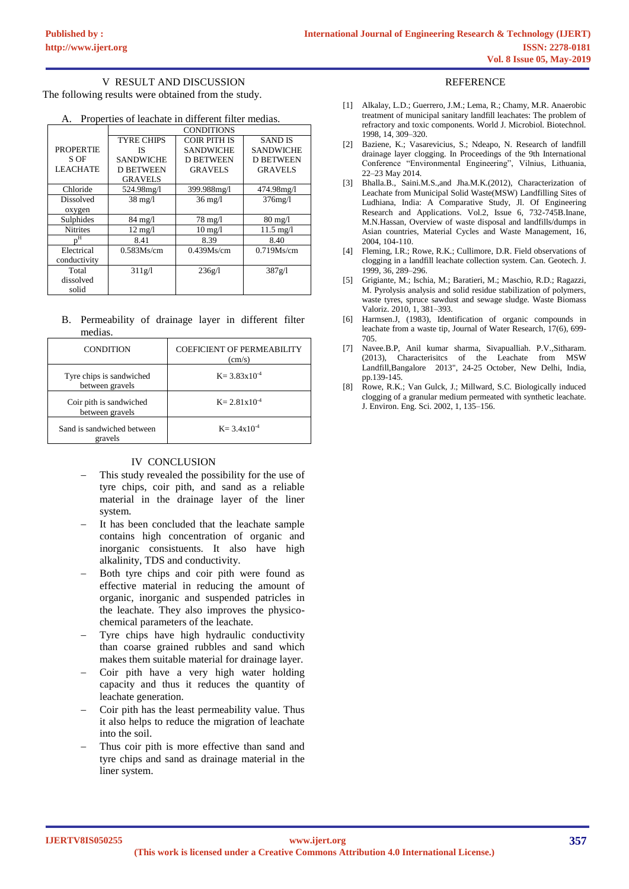## V RESULT AND DISCUSSION

The following results were obtained from the study.

A. Properties of leachate in different filter medias.

| PROPERTIES OF LEACHATE | CONDITIONS | | |
|---|---|---|---|
| | TYRE CHIPS IS SANDWICHED BETWEEN GRAVELS | COIR PITH IS SANDWICHED BETWEEN GRAVELS | SAND IS SANDWICHED BETWEEN GRAVELS |
| Chloride | 524.98mg/l | 399.988mg/l | 474.98mg/l |
| Dissolved oxygen | 38 mg/l | 36 mg/l | 376mg/l |
| Sulphides | 84 mg/l | 78 mg/l | 80 mg/l |
| Nitrites | 12 mg/l | 10 mg/l | 11.5 mg/l |
| $p^H$ | 8.41 | 8.39 | 8.40 |
| Electrical conductivity | 0.583Ms/cm | 0.439Ms/cm | 0.719Ms/cm |
| Total dissolved solid | 311g/l | 236g/l | 387g/l |

B. Permeability of drainage layer in different filter medias.

| CONDITION | COEFICIENT OF PERMEABILITY (cm/s) |
|---|---|
| Tyre chips is sandwiched between gravels | $K= 3.83x10^{-4}$ |
| Coir pith is sandwiched between gravels | $K= 2.81x10^{-4}$ |
| Sand is sandwiched between gravels | $K= 3.4x10^{-4}$ |

## IV CONCLUSION

- This study revealed the possibility for the use of tyre chips, coir pith, and sand as a reliable material in the drainage layer of the liner system.
- It has been concluded that the leachate sample contains high concentration of organic and inorganic consistuents. It also have high alkalinity, TDS and conductivity.
- Both tyre chips and coir pith were found as effective material in reducing the amount of organic, inorganic and suspended patricles in the leachate. They also improves the physico-chemical parameters of the leachate.
- Tyre chips have high hydraulic conductivity than coarse grained rubbles and sand which makes them suitable material for drainage layer.
- Coir pith have a very high water holding capacity and thus it reduces the quantity of leachate generation.
- Coir pith has the least permeability value. Thus it also helps to reduce the migration of leachate into the soil.
- Thus coir pith is more effective than sand and tyre chips and sand as drainage material in the liner system.

## REFERENCE

[1] Alkalay, L.D.; Guerrero, J.M.; Lema, R.; Chamy, M.R. Anaerobic treatment of municipal sanitary landfill leachates: The problem of refractory and toxic components. World J. Microbiol. Biotechnol. 1998, 14, 309–320.

[2] Baziene, K.; Vasarevicius, S.; Ndeapo, N. Research of landfill drainage layer clogging. In Proceedings of the 9th International Conference "Environmental Engineering", Vilnius, Lithuania, 22–23 May 2014.

[3] Bhalla.B., Saini.M.S.,and Jha.M.K.(2012), Characterization of Leachate from Municipal Solid Waste(MSW) Landfilling Sites of Ludhiana, India: A Comparative Study, Jl. Of Engineering Research and Applications. Vol.2, Issue 6, 732-745B.Inane, M.N.Hassan, Overview of waste disposal and landfills/dumps in Asian countries, Material Cycles and Waste Management, 16, 2004, 104-110.

[4] Fleming, I.R.; Rowe, R.K.; Cullimore, D.R. Field observations of clogging in a landfill leachate collection system. Can. Geotech. J. 1999, 36, 289–296.

[5] Grigiante, M.; Ischia, M.; Baratieri, M.; Maschio, R.D.; Ragazzi, M. Pyrolysis analysis and solid residue stabilization of polymers, waste tyres, spruce sawdust and sewage sludge. Waste Biomass Valoriz. 2010, 1, 381–393.

[6] Harmsen.J, (1983), Identification of organic compounds in leachate from a waste tip, Journal of Water Research, 17(6), 699-705.

[7] Navee.B.P, Anil kumar sharma, Sivapualliah. P.V.,Sitharam. (2013), Characterisitcs of the Leachate from MSW Landfill,Bangalore 2013", 24-25 October, New Delhi, India, pp.139-145.

[8] Rowe, R.K.; Van Gulck, J.; Millward, S.C. Biologically induced clogging of a granular medium permeated with synthetic leachate. J. Environ. Eng. Sci. 2002, 1, 135–156.